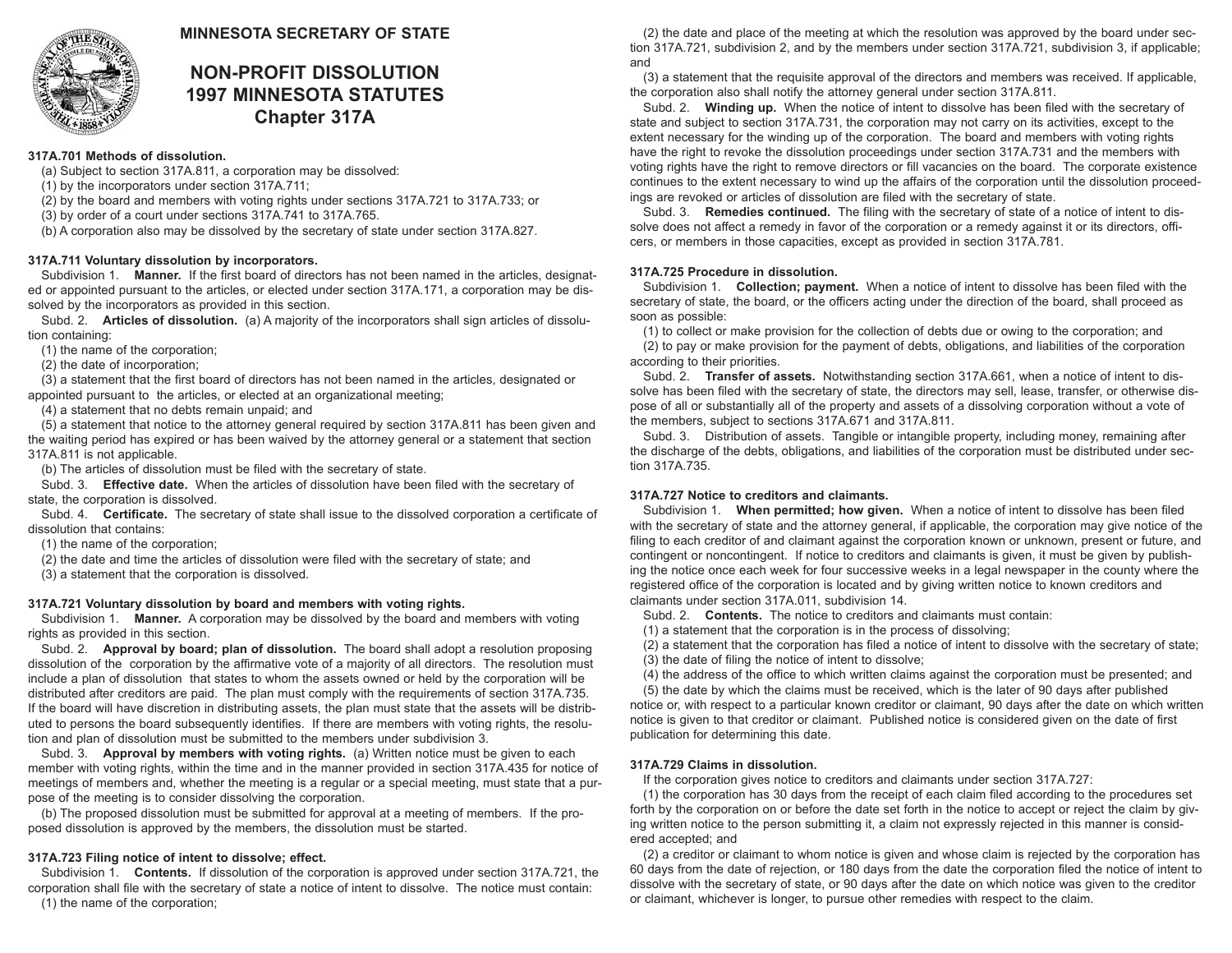**MINNESOTA SECRETARY OF STATE**

# NON-PROFIT DISSOLUTION
# 1997 MINNESOTA STATUTES
# Chapter 317A

### 317A.701 Methods of dissolution.

(a) Subject to section 317A.811, a corporation may be dissolved:

(1) by the incorporators under section 317A.711;

(2) by the board and members with voting rights under sections 317A.721 to 317A.733; or

(3) by order of a court under sections 317A.741 to 317A.765.

(b) A corporation also may be dissolved by the secretary of state under section 317A.827.

### 317A.711 Voluntary dissolution by incorporators.

Subdivision 1. **Manner.** If the first board of directors has not been named in the articles, designated or appointed pursuant to the articles, or elected under section 317A.171, a corporation may be dissolved by the incorporators as provided in this section.

Subd. 2. **Articles of dissolution.** (a) A majority of the incorporators shall sign articles of dissolution containing:

(1) the name of the corporation;

(2) the date of incorporation;

(3) a statement that the first board of directors has not been named in the articles, designated or appointed pursuant to the articles, or elected at an organizational meeting;

(4) a statement that no debts remain unpaid; and

(5) a statement that notice to the attorney general required by section 317A.811 has been given and the waiting period has expired or has been waived by the attorney general or a statement that section 317A.811 is not applicable.

(b) The articles of dissolution must be filed with the secretary of state.

Subd. 3. **Effective date.** When the articles of dissolution have been filed with the secretary of state, the corporation is dissolved.

Subd. 4. **Certificate.** The secretary of state shall issue to the dissolved corporation a certificate of dissolution that contains:

(1) the name of the corporation;

(2) the date and time the articles of dissolution were filed with the secretary of state; and

(3) a statement that the corporation is dissolved.

### 317A.721 Voluntary dissolution by board and members with voting rights.

Subdivision 1. **Manner.** A corporation may be dissolved by the board and members with voting rights as provided in this section.

Subd. 2. **Approval by board; plan of dissolution.** The board shall adopt a resolution proposing dissolution of the corporation by the affirmative vote of a majority of all directors. The resolution must include a plan of dissolution that states to whom the assets owned or held by the corporation will be distributed after creditors are paid. The plan must comply with the requirements of section 317A.735. If the board will have discretion in distributing assets, the plan must state that the assets will be distributed to persons the board subsequently identifies. If there are members with voting rights, the resolution and plan of dissolution must be submitted to the members under subdivision 3.

Subd. 3. **Approval by members with voting rights.** (a) Written notice must be given to each member with voting rights, within the time and in the manner provided in section 317A.435 for notice of meetings of members and, whether the meeting is a regular or a special meeting, must state that a purpose of the meeting is to consider dissolving the corporation.

(b) The proposed dissolution must be submitted for approval at a meeting of members. If the proposed dissolution is approved by the members, the dissolution must be started.

### 317A.723 Filing notice of intent to dissolve; effect.

Subdivision 1. **Contents.** If dissolution of the corporation is approved under section 317A.721, the corporation shall file with the secretary of state a notice of intent to dissolve. The notice must contain:

(1) the name of the corporation;

(2) the date and place of the meeting at which the resolution was approved by the board under section 317A.721, subdivision 2, and by the members under section 317A.721, subdivision 3, if applicable; and

(3) a statement that the requisite approval of the directors and members was received. If applicable, the corporation also shall notify the attorney general under section 317A.811.

Subd. 2. **Winding up.** When the notice of intent to dissolve has been filed with the secretary of state and subject to section 317A.731, the corporation may not carry on its activities, except to the extent necessary for the winding up of the corporation. The board and members with voting rights have the right to revoke the dissolution proceedings under section 317A.731 and the members with voting rights have the right to remove directors or fill vacancies on the board. The corporate existence continues to the extent necessary to wind up the affairs of the corporation until the dissolution proceedings are revoked or articles of dissolution are filed with the secretary of state.

Subd. 3. **Remedies continued.** The filing with the secretary of state of a notice of intent to dissolve does not affect a remedy in favor of the corporation or a remedy against it or its directors, officers, or members in those capacities, except as provided in section 317A.781.

### 317A.725 Procedure in dissolution.

Subdivision 1. **Collection; payment.** When a notice of intent to dissolve has been filed with the secretary of state, the board, or the officers acting under the direction of the board, shall proceed as soon as possible:

(1) to collect or make provision for the collection of debts due or owing to the corporation; and

(2) to pay or make provision for the payment of debts, obligations, and liabilities of the corporation according to their priorities.

Subd. 2. **Transfer of assets.** Notwithstanding section 317A.661, when a notice of intent to dissolve has been filed with the secretary of state, the directors may sell, lease, transfer, or otherwise dispose of all or substantially all of the property and assets of a dissolving corporation without a vote of the members, subject to sections 317A.671 and 317A.811.

Subd. 3. Distribution of assets. Tangible or intangible property, including money, remaining after the discharge of the debts, obligations, and liabilities of the corporation must be distributed under section 317A.735.

### 317A.727 Notice to creditors and claimants.

Subdivision 1. **When permitted; how given.** When a notice of intent to dissolve has been filed with the secretary of state and the attorney general, if applicable, the corporation may give notice of the filing to each creditor of and claimant against the corporation known or unknown, present or future, and contingent or noncontingent. If notice to creditors and claimants is given, it must be given by publishing the notice once each week for four successive weeks in a legal newspaper in the county where the registered office of the corporation is located and by giving written notice to known creditors and claimants under section 317A.011, subdivision 14.

Subd. 2. **Contents.** The notice to creditors and claimants must contain:

(1) a statement that the corporation is in the process of dissolving;

(2) a statement that the corporation has filed a notice of intent to dissolve with the secretary of state;

(3) the date of filing the notice of intent to dissolve;

(4) the address of the office to which written claims against the corporation must be presented; and

(5) the date by which the claims must be received, which is the later of 90 days after published notice or, with respect to a particular known creditor or claimant, 90 days after the date on which written notice is given to that creditor or claimant. Published notice is considered given on the date of first publication for determining this date.

### 317A.729 Claims in dissolution.

If the corporation gives notice to creditors and claimants under section 317A.727:

(1) the corporation has 30 days from the receipt of each claim filed according to the procedures set forth by the corporation on or before the date set forth in the notice to accept or reject the claim by giving written notice to the person submitting it, a claim not expressly rejected in this manner is considered accepted; and

(2) a creditor or claimant to whom notice is given and whose claim is rejected by the corporation has 60 days from the date of rejection, or 180 days from the date the corporation filed the notice of intent to dissolve with the secretary of state, or 90 days after the date on which notice was given to the creditor or claimant, whichever is longer, to pursue other remedies with respect to the claim.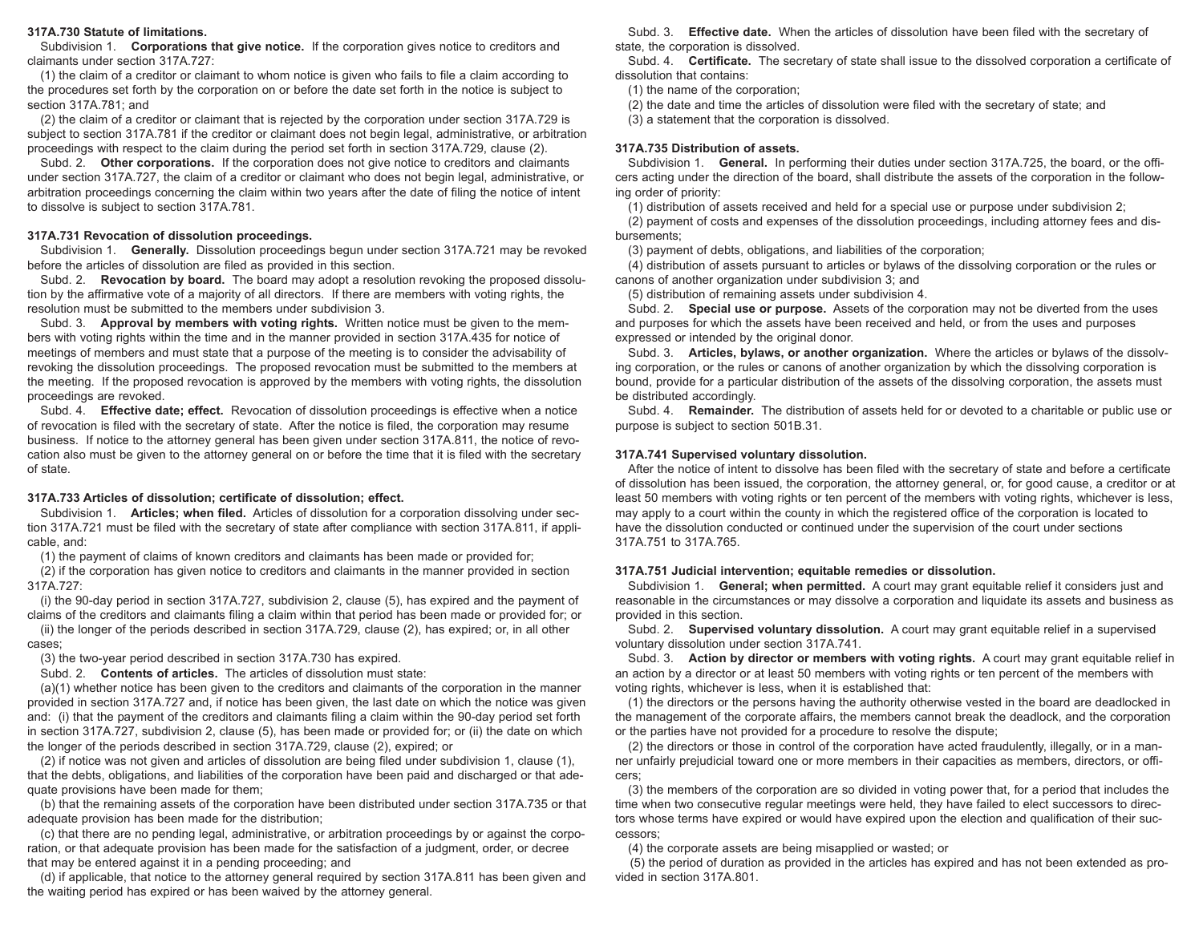**317A.730 Statute of limitations.**

Subdivision 1. **Corporations that give notice.** If the corporation gives notice to creditors and claimants under section 317A.727:

(1) the claim of a creditor or claimant to whom notice is given who fails to file a claim according to the procedures set forth by the corporation on or before the date set forth in the notice is subject to section 317A.781; and

(2) the claim of a creditor or claimant that is rejected by the corporation under section 317A.729 is subject to section 317A.781 if the creditor or claimant does not begin legal, administrative, or arbitration proceedings with respect to the claim during the period set forth in section 317A.729, clause (2).

Subd. 2. **Other corporations.** If the corporation does not give notice to creditors and claimants under section 317A.727, the claim of a creditor or claimant who does not begin legal, administrative, or arbitration proceedings concerning the claim within two years after the date of filing the notice of intent to dissolve is subject to section 317A.781.

**317A.731 Revocation of dissolution proceedings.**

Subdivision 1. **Generally.** Dissolution proceedings begun under section 317A.721 may be revoked before the articles of dissolution are filed as provided in this section.

Subd. 2. **Revocation by board.** The board may adopt a resolution revoking the proposed dissolution by the affirmative vote of a majority of all directors. If there are members with voting rights, the resolution must be submitted to the members under subdivision 3.

Subd. 3. **Approval by members with voting rights.** Written notice must be given to the members with voting rights within the time and in the manner provided in section 317A.435 for notice of meetings of members and must state that a purpose of the meeting is to consider the advisability of revoking the dissolution proceedings. The proposed revocation must be submitted to the members at the meeting. If the proposed revocation is approved by the members with voting rights, the dissolution proceedings are revoked.

Subd. 4. **Effective date; effect.** Revocation of dissolution proceedings is effective when a notice of revocation is filed with the secretary of state. After the notice is filed, the corporation may resume business. If notice to the attorney general has been given under section 317A.811, the notice of revocation also must be given to the attorney general on or before the time that it is filed with the secretary of state.

**317A.733 Articles of dissolution; certificate of dissolution; effect.**

Subdivision 1. **Articles; when filed.** Articles of dissolution for a corporation dissolving under section 317A.721 must be filed with the secretary of state after compliance with section 317A.811, if applicable, and:

(1) the payment of claims of known creditors and claimants has been made or provided for;

(2) if the corporation has given notice to creditors and claimants in the manner provided in section 317A.727:

(i) the 90-day period in section 317A.727, subdivision 2, clause (5), has expired and the payment of claims of the creditors and claimants filing a claim within that period has been made or provided for; or

(ii) the longer of the periods described in section 317A.729, clause (2), has expired; or, in all other cases;

(3) the two-year period described in section 317A.730 has expired.

Subd. 2. **Contents of articles.** The articles of dissolution must state:

(a)(1) whether notice has been given to the creditors and claimants of the corporation in the manner provided in section 317A.727 and, if notice has been given, the last date on which the notice was given and: (i) that the payment of the creditors and claimants filing a claim within the 90-day period set forth in section 317A.727, subdivision 2, clause (5), has been made or provided for; or (ii) the date on which the longer of the periods described in section 317A.729, clause (2), expired; or

(2) if notice was not given and articles of dissolution are being filed under subdivision 1, clause (1), that the debts, obligations, and liabilities of the corporation have been paid and discharged or that adequate provisions have been made for them;

(b) that the remaining assets of the corporation have been distributed under section 317A.735 or that adequate provision has been made for the distribution;

(c) that there are no pending legal, administrative, or arbitration proceedings by or against the corporation, or that adequate provision has been made for the satisfaction of a judgment, order, or decree that may be entered against it in a pending proceeding; and

(d) if applicable, that notice to the attorney general required by section 317A.811 has been given and the waiting period has expired or has been waived by the attorney general.

Subd. 3. **Effective date.** When the articles of dissolution have been filed with the secretary of state, the corporation is dissolved.

Subd. 4. **Certificate.** The secretary of state shall issue to the dissolved corporation a certificate of dissolution that contains:

(1) the name of the corporation;

(2) the date and time the articles of dissolution were filed with the secretary of state; and

(3) a statement that the corporation is dissolved.

**317A.735 Distribution of assets.**

Subdivision 1. **General.** In performing their duties under section 317A.725, the board, or the officers acting under the direction of the board, shall distribute the assets of the corporation in the following order of priority:

(1) distribution of assets received and held for a special use or purpose under subdivision 2;

(2) payment of costs and expenses of the dissolution proceedings, including attorney fees and disbursements;

(3) payment of debts, obligations, and liabilities of the corporation;

(4) distribution of assets pursuant to articles or bylaws of the dissolving corporation or the rules or canons of another organization under subdivision 3; and

(5) distribution of remaining assets under subdivision 4.

Subd. 2. **Special use or purpose.** Assets of the corporation may not be diverted from the uses and purposes for which the assets have been received and held, or from the uses and purposes expressed or intended by the original donor.

Subd. 3. **Articles, bylaws, or another organization.** Where the articles or bylaws of the dissolving corporation, or the rules or canons of another organization by which the dissolving corporation is bound, provide for a particular distribution of the assets of the dissolving corporation, the assets must be distributed accordingly.

Subd. 4. **Remainder.** The distribution of assets held for or devoted to a charitable or public use or purpose is subject to section 501B.31.

**317A.741 Supervised voluntary dissolution.**

After the notice of intent to dissolve has been filed with the secretary of state and before a certificate of dissolution has been issued, the corporation, the attorney general, or, for good cause, a creditor or at least 50 members with voting rights or ten percent of the members with voting rights, whichever is less, may apply to a court within the county in which the registered office of the corporation is located to have the dissolution conducted or continued under the supervision of the court under sections 317A.751 to 317A.765.

**317A.751 Judicial intervention; equitable remedies or dissolution.**

Subdivision 1. **General; when permitted.** A court may grant equitable relief it considers just and reasonable in the circumstances or may dissolve a corporation and liquidate its assets and business as provided in this section.

Subd. 2. **Supervised voluntary dissolution.** A court may grant equitable relief in a supervised voluntary dissolution under section 317A.741.

Subd. 3. **Action by director or members with voting rights.** A court may grant equitable relief in an action by a director or at least 50 members with voting rights or ten percent of the members with voting rights, whichever is less, when it is established that:

(1) the directors or the persons having the authority otherwise vested in the board are deadlocked in the management of the corporate affairs, the members cannot break the deadlock, and the corporation or the parties have not provided for a procedure to resolve the dispute;

(2) the directors or those in control of the corporation have acted fraudulently, illegally, or in a manner unfairly prejudicial toward one or more members in their capacities as members, directors, or officers;

(3) the members of the corporation are so divided in voting power that, for a period that includes the time when two consecutive regular meetings were held, they have failed to elect successors to directors whose terms have expired or would have expired upon the election and qualification of their successors;

(4) the corporate assets are being misapplied or wasted; or

(5) the period of duration as provided in the articles has expired and has not been extended as provided in section 317A.801.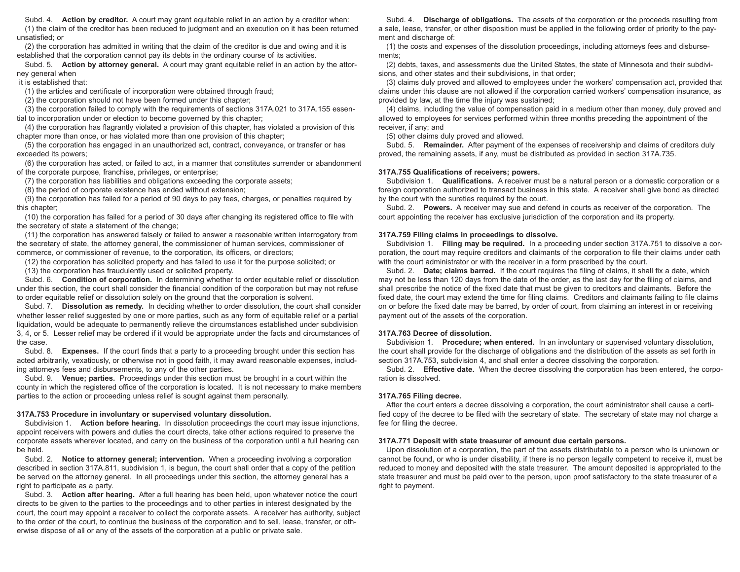Subd. 4. **Action by creditor.** A court may grant equitable relief in an action by a creditor when:

(1) the claim of the creditor has been reduced to judgment and an execution on it has been returned unsatisfied; or

(2) the corporation has admitted in writing that the claim of the creditor is due and owing and it is established that the corporation cannot pay its debts in the ordinary course of its activities.

Subd. 5. **Action by attorney general.** A court may grant equitable relief in an action by the attorney general when it is established that:

(1) the articles and certificate of incorporation were obtained through fraud;

(2) the corporation should not have been formed under this chapter;

(3) the corporation failed to comply with the requirements of sections 317A.021 to 317A.155 essential to incorporation under or election to become governed by this chapter;

(4) the corporation has flagrantly violated a provision of this chapter, has violated a provision of this chapter more than once, or has violated more than one provision of this chapter;

(5) the corporation has engaged in an unauthorized act, contract, conveyance, or transfer or has exceeded its powers;

(6) the corporation has acted, or failed to act, in a manner that constitutes surrender or abandonment of the corporate purpose, franchise, privileges, or enterprise;

(7) the corporation has liabilities and obligations exceeding the corporate assets;

(8) the period of corporate existence has ended without extension;

(9) the corporation has failed for a period of 90 days to pay fees, charges, or penalties required by this chapter;

(10) the corporation has failed for a period of 30 days after changing its registered office to file with the secretary of state a statement of the change;

(11) the corporation has answered falsely or failed to answer a reasonable written interrogatory from the secretary of state, the attorney general, the commissioner of human services, commissioner of commerce, or commissioner of revenue, to the corporation, its officers, or directors;

(12) the corporation has solicited property and has failed to use it for the purpose solicited; or

(13) the corporation has fraudulently used or solicited property.

Subd. 6. **Condition of corporation.** In determining whether to order equitable relief or dissolution under this section, the court shall consider the financial condition of the corporation but may not refuse to order equitable relief or dissolution solely on the ground that the corporation is solvent.

Subd. 7. **Dissolution as remedy.** In deciding whether to order dissolution, the court shall consider whether lesser relief suggested by one or more parties, such as any form of equitable relief or a partial liquidation, would be adequate to permanently relieve the circumstances established under subdivision 3, 4, or 5. Lesser relief may be ordered if it would be appropriate under the facts and circumstances of the case.

Subd. 8. **Expenses.** If the court finds that a party to a proceeding brought under this section has acted arbitrarily, vexatiously, or otherwise not in good faith, it may award reasonable expenses, including attorneys fees and disbursements, to any of the other parties.

Subd. 9. **Venue; parties.** Proceedings under this section must be brought in a court within the county in which the registered office of the corporation is located. It is not necessary to make members parties to the action or proceeding unless relief is sought against them personally.

**317A.753 Procedure in involuntary or supervised voluntary dissolution.**

Subdivision 1. **Action before hearing.** In dissolution proceedings the court may issue injunctions, appoint receivers with powers and duties the court directs, take other actions required to preserve the corporate assets wherever located, and carry on the business of the corporation until a full hearing can be held.

Subd. 2. **Notice to attorney general; intervention.** When a proceeding involving a corporation described in section 317A.811, subdivision 1, is begun, the court shall order that a copy of the petition be served on the attorney general. In all proceedings under this section, the attorney general has a right to participate as a party.

Subd. 3. **Action after hearing.** After a full hearing has been held, upon whatever notice the court directs to be given to the parties to the proceedings and to other parties in interest designated by the court, the court may appoint a receiver to collect the corporate assets. A receiver has authority, subject to the order of the court, to continue the business of the corporation and to sell, lease, transfer, or otherwise dispose of all or any of the assets of the corporation at a public or private sale.

Subd. 4. **Discharge of obligations.** The assets of the corporation or the proceeds resulting from a sale, lease, transfer, or other disposition must be applied in the following order of priority to the payment and discharge of:

(1) the costs and expenses of the dissolution proceedings, including attorneys fees and disbursements;

(2) debts, taxes, and assessments due the United States, the state of Minnesota and their subdivisions, and other states and their subdivisions, in that order;

(3) claims duly proved and allowed to employees under the workers' compensation act, provided that claims under this clause are not allowed if the corporation carried workers' compensation insurance, as provided by law, at the time the injury was sustained;

(4) claims, including the value of compensation paid in a medium other than money, duly proved and allowed to employees for services performed within three months preceding the appointment of the receiver, if any; and

(5) other claims duly proved and allowed.

Subd. 5. **Remainder.** After payment of the expenses of receivership and claims of creditors duly proved, the remaining assets, if any, must be distributed as provided in section 317A.735.

**317A.755 Qualifications of receivers; powers.**

Subdivision 1. **Qualifications.** A receiver must be a natural person or a domestic corporation or a foreign corporation authorized to transact business in this state. A receiver shall give bond as directed by the court with the sureties required by the court.

Subd. 2. **Powers.** A receiver may sue and defend in courts as receiver of the corporation. The court appointing the receiver has exclusive jurisdiction of the corporation and its property.

**317A.759 Filing claims in proceedings to dissolve.**

Subdivision 1. **Filing may be required.** In a proceeding under section 317A.751 to dissolve a corporation, the court may require creditors and claimants of the corporation to file their claims under oath with the court administrator or with the receiver in a form prescribed by the court.

Subd. 2. **Date; claims barred.** If the court requires the filing of claims, it shall fix a date, which may not be less than 120 days from the date of the order, as the last day for the filing of claims, and shall prescribe the notice of the fixed date that must be given to creditors and claimants. Before the fixed date, the court may extend the time for filing claims. Creditors and claimants failing to file claims on or before the fixed date may be barred, by order of court, from claiming an interest in or receiving payment out of the assets of the corporation.

**317A.763 Decree of dissolution.**

Subdivision 1. **Procedure; when entered.** In an involuntary or supervised voluntary dissolution, the court shall provide for the discharge of obligations and the distribution of the assets as set forth in section 317A.753, subdivision 4, and shall enter a decree dissolving the corporation.

Subd. 2. **Effective date.** When the decree dissolving the corporation has been entered, the corporation is dissolved.

**317A.765 Filing decree.**

After the court enters a decree dissolving a corporation, the court administrator shall cause a certified copy of the decree to be filed with the secretary of state. The secretary of state may not charge a fee for filing the decree.

**317A.771 Deposit with state treasurer of amount due certain persons.**

Upon dissolution of a corporation, the part of the assets distributable to a person who is unknown or cannot be found, or who is under disability, if there is no person legally competent to receive it, must be reduced to money and deposited with the state treasurer. The amount deposited is appropriated to the state treasurer and must be paid over to the person, upon proof satisfactory to the state treasurer of a right to payment.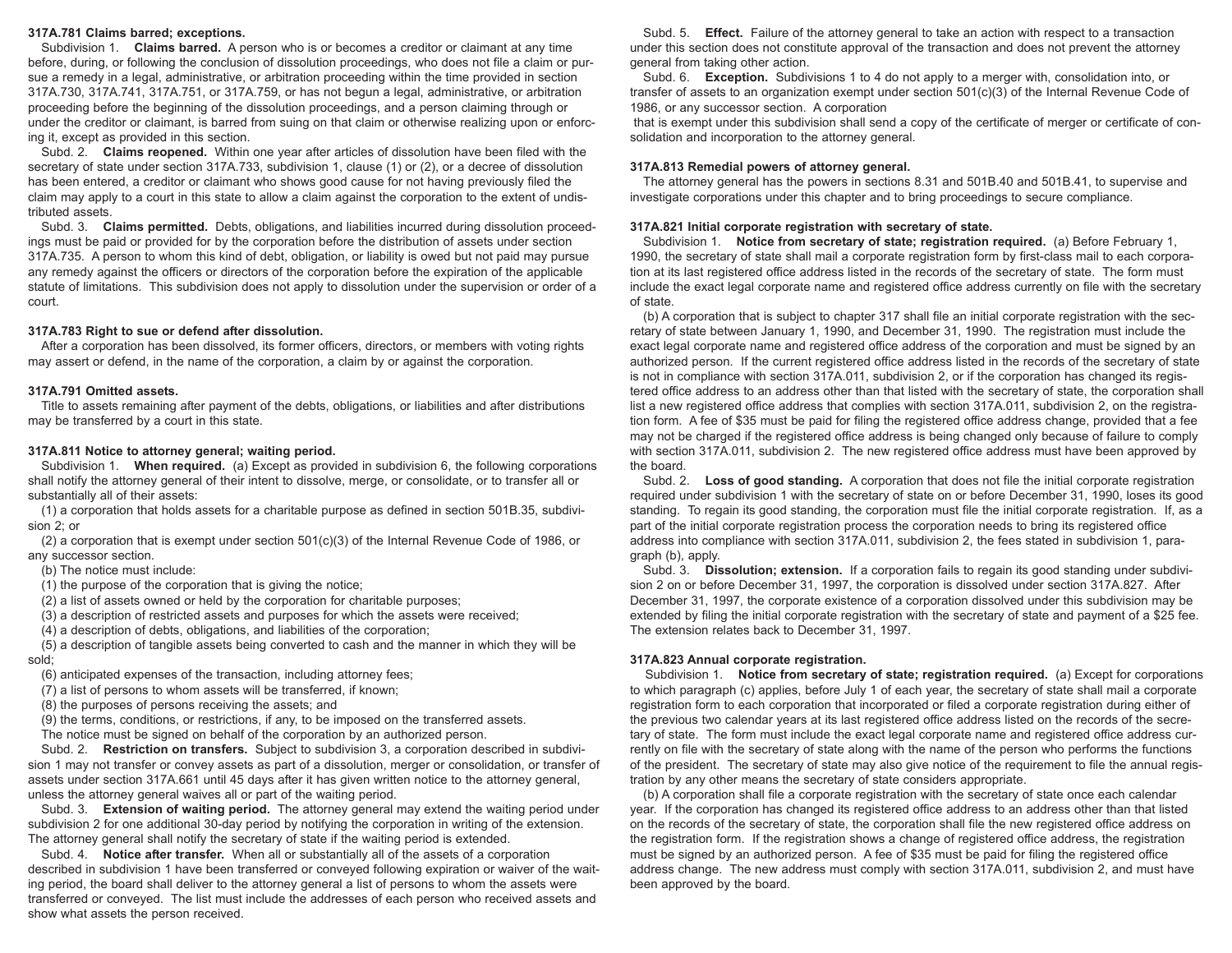### 317A.781 Claims barred; exceptions.

Subdivision 1. **Claims barred.** A person who is or becomes a creditor or claimant at any time before, during, or following the conclusion of dissolution proceedings, who does not file a claim or pursue a remedy in a legal, administrative, or arbitration proceeding within the time provided in section 317A.730, 317A.741, 317A.751, or 317A.759, or has not begun a legal, administrative, or arbitration proceeding before the beginning of the dissolution proceedings, and a person claiming through or under the creditor or claimant, is barred from suing on that claim or otherwise realizing upon or enforcing it, except as provided in this section.

Subd. 2. **Claims reopened.** Within one year after articles of dissolution have been filed with the secretary of state under section 317A.733, subdivision 1, clause (1) or (2), or a decree of dissolution has been entered, a creditor or claimant who shows good cause for not having previously filed the claim may apply to a court in this state to allow a claim against the corporation to the extent of undistributed assets.

Subd. 3. **Claims permitted.** Debts, obligations, and liabilities incurred during dissolution proceedings must be paid or provided for by the corporation before the distribution of assets under section 317A.735. A person to whom this kind of debt, obligation, or liability is owed but not paid may pursue any remedy against the officers or directors of the corporation before the expiration of the applicable statute of limitations. This subdivision does not apply to dissolution under the supervision or order of a court.

### 317A.783 Right to sue or defend after dissolution.

After a corporation has been dissolved, its former officers, directors, or members with voting rights may assert or defend, in the name of the corporation, a claim by or against the corporation.

### 317A.791 Omitted assets.

Title to assets remaining after payment of the debts, obligations, or liabilities and after distributions may be transferred by a court in this state.

### 317A.811 Notice to attorney general; waiting period.

Subdivision 1. **When required.** (a) Except as provided in subdivision 6, the following corporations shall notify the attorney general of their intent to dissolve, merge, or consolidate, or to transfer all or substantially all of their assets:

(1) a corporation that holds assets for a charitable purpose as defined in section 501B.35, subdivision 2; or

(2) a corporation that is exempt under section 501(c)(3) of the Internal Revenue Code of 1986, or any successor section.

(b) The notice must include:

(1) the purpose of the corporation that is giving the notice;

(2) a list of assets owned or held by the corporation for charitable purposes;

(3) a description of restricted assets and purposes for which the assets were received;

(4) a description of debts, obligations, and liabilities of the corporation;

(5) a description of tangible assets being converted to cash and the manner in which they will be sold;

(6) anticipated expenses of the transaction, including attorney fees;

(7) a list of persons to whom assets will be transferred, if known;

(8) the purposes of persons receiving the assets; and

(9) the terms, conditions, or restrictions, if any, to be imposed on the transferred assets.

The notice must be signed on behalf of the corporation by an authorized person.

Subd. 2. **Restriction on transfers.** Subject to subdivision 3, a corporation described in subdivision 1 may not transfer or convey assets as part of a dissolution, merger or consolidation, or transfer of assets under section 317A.661 until 45 days after it has given written notice to the attorney general, unless the attorney general waives all or part of the waiting period.

Subd. 3. **Extension of waiting period.** The attorney general may extend the waiting period under subdivision 2 for one additional 30-day period by notifying the corporation in writing of the extension. The attorney general shall notify the secretary of state if the waiting period is extended.

Subd. 4. **Notice after transfer.** When all or substantially all of the assets of a corporation described in subdivision 1 have been transferred or conveyed following expiration or waiver of the waiting period, the board shall deliver to the attorney general a list of persons to whom the assets were transferred or conveyed. The list must include the addresses of each person who received assets and show what assets the person received.

Subd. 5. **Effect.** Failure of the attorney general to take an action with respect to a transaction under this section does not constitute approval of the transaction and does not prevent the attorney general from taking other action.

Subd. 6. **Exception.** Subdivisions 1 to 4 do not apply to a merger with, consolidation into, or transfer of assets to an organization exempt under section 501(c)(3) of the Internal Revenue Code of 1986, or any successor section. A corporation that is exempt under this subdivision shall send a copy of the certificate of merger or certificate of consolidation and incorporation to the attorney general.

### 317A.813 Remedial powers of attorney general.

The attorney general has the powers in sections 8.31 and 501B.40 and 501B.41, to supervise and investigate corporations under this chapter and to bring proceedings to secure compliance.

### 317A.821 Initial corporate registration with secretary of state.

Subdivision 1. **Notice from secretary of state; registration required.** (a) Before February 1, 1990, the secretary of state shall mail a corporate registration form by first-class mail to each corporation at its last registered office address listed in the records of the secretary of state. The form must include the exact legal corporate name and registered office address currently on file with the secretary of state.

(b) A corporation that is subject to chapter 317 shall file an initial corporate registration with the secretary of state between January 1, 1990, and December 31, 1990. The registration must include the exact legal corporate name and registered office address of the corporation and must be signed by an authorized person. If the current registered office address listed in the records of the secretary of state is not in compliance with section 317A.011, subdivision 2, or if the corporation has changed its registered office address to an address other than that listed with the secretary of state, the corporation shall list a new registered office address that complies with section 317A.011, subdivision 2, on the registration form. A fee of $35 must be paid for filing the registered office address change, provided that a fee may not be charged if the registered office address is being changed only because of failure to comply with section 317A.011, subdivision 2. The new registered office address must have been approved by the board.

Subd. 2. **Loss of good standing.** A corporation that does not file the initial corporate registration required under subdivision 1 with the secretary of state on or before December 31, 1990, loses its good standing. To regain its good standing, the corporation must file the initial corporate registration. If, as a part of the initial corporate registration process the corporation needs to bring its registered office address into compliance with section 317A.011, subdivision 2, the fees stated in subdivision 1, paragraph (b), apply.

Subd. 3. **Dissolution; extension.** If a corporation fails to regain its good standing under subdivision 2 on or before December 31, 1997, the corporation is dissolved under section 317A.827. After December 31, 1997, the corporate existence of a corporation dissolved under this subdivision may be extended by filing the initial corporate registration with the secretary of state and payment of a $25 fee. The extension relates back to December 31, 1997.

### 317A.823 Annual corporate registration.

Subdivision 1. **Notice from secretary of state; registration required.** (a) Except for corporations to which paragraph (c) applies, before July 1 of each year, the secretary of state shall mail a corporate registration form to each corporation that incorporated or filed a corporate registration during either of the previous two calendar years at its last registered office address listed on the records of the secretary of state. The form must include the exact legal corporate name and registered office address currently on file with the secretary of state along with the name of the person who performs the functions of the president. The secretary of state may also give notice of the requirement to file the annual registration by any other means the secretary of state considers appropriate.

(b) A corporation shall file a corporate registration with the secretary of state once each calendar year. If the corporation has changed its registered office address to an address other than that listed on the records of the secretary of state, the corporation shall file the new registered office address on the registration form. If the registration shows a change of registered office address, the registration must be signed by an authorized person. A fee of $35 must be paid for filing the registered office address change. The new address must comply with section 317A.011, subdivision 2, and must have been approved by the board.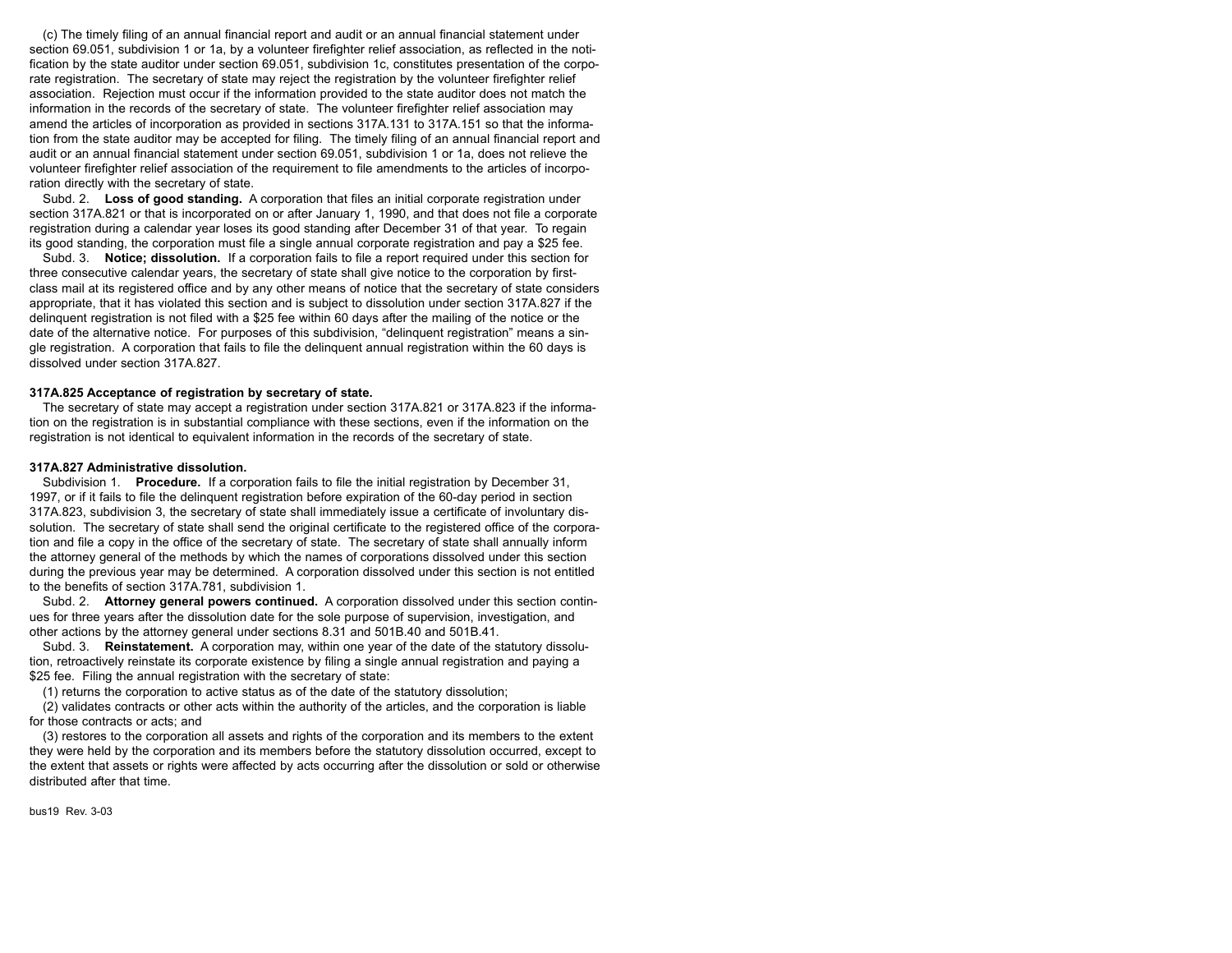(c) The timely filing of an annual financial report and audit or an annual financial statement under section 69.051, subdivision 1 or 1a, by a volunteer firefighter relief association, as reflected in the notification by the state auditor under section 69.051, subdivision 1c, constitutes presentation of the corporate registration. The secretary of state may reject the registration by the volunteer firefighter relief association. Rejection must occur if the information provided to the state auditor does not match the information in the records of the secretary of state. The volunteer firefighter relief association may amend the articles of incorporation as provided in sections 317A.131 to 317A.151 so that the information from the state auditor may be accepted for filing. The timely filing of an annual financial report and audit or an annual financial statement under section 69.051, subdivision 1 or 1a, does not relieve the volunteer firefighter relief association of the requirement to file amendments to the articles of incorporation directly with the secretary of state.

Subd. 2. **Loss of good standing.** A corporation that files an initial corporate registration under section 317A.821 or that is incorporated on or after January 1, 1990, and that does not file a corporate registration during a calendar year loses its good standing after December 31 of that year. To regain its good standing, the corporation must file a single annual corporate registration and pay a $25 fee.

Subd. 3. **Notice; dissolution.** If a corporation fails to file a report required under this section for three consecutive calendar years, the secretary of state shall give notice to the corporation by first-class mail at its registered office and by any other means of notice that the secretary of state considers appropriate, that it has violated this section and is subject to dissolution under section 317A.827 if the delinquent registration is not filed with a $25 fee within 60 days after the mailing of the notice or the date of the alternative notice. For purposes of this subdivision, "delinquent registration" means a single registration. A corporation that fails to file the delinquent annual registration within the 60 days is dissolved under section 317A.827.

**317A.825 Acceptance of registration by secretary of state.**

The secretary of state may accept a registration under section 317A.821 or 317A.823 if the information on the registration is in substantial compliance with these sections, even if the information on the registration is not identical to equivalent information in the records of the secretary of state.

**317A.827 Administrative dissolution.**

Subdivision 1. **Procedure.** If a corporation fails to file the initial registration by December 31, 1997, or if it fails to file the delinquent registration before expiration of the 60-day period in section 317A.823, subdivision 3, the secretary of state shall immediately issue a certificate of involuntary dissolution. The secretary of state shall send the original certificate to the registered office of the corporation and file a copy in the office of the secretary of state. The secretary of state shall annually inform the attorney general of the methods by which the names of corporations dissolved under this section during the previous year may be determined. A corporation dissolved under this section is not entitled to the benefits of section 317A.781, subdivision 1.

Subd. 2. **Attorney general powers continued.** A corporation dissolved under this section continues for three years after the dissolution date for the sole purpose of supervision, investigation, and other actions by the attorney general under sections 8.31 and 501B.40 and 501B.41.

Subd. 3. **Reinstatement.** A corporation may, within one year of the date of the statutory dissolution, retroactively reinstate its corporate existence by filing a single annual registration and paying a $25 fee. Filing the annual registration with the secretary of state:

(1) returns the corporation to active status as of the date of the statutory dissolution;

(2) validates contracts or other acts within the authority of the articles, and the corporation is liable for those contracts or acts; and

(3) restores to the corporation all assets and rights of the corporation and its members to the extent they were held by the corporation and its members before the statutory dissolution occurred, except to the extent that assets or rights were affected by acts occurring after the dissolution or sold or otherwise distributed after that time.

bus19 Rev. 3-03